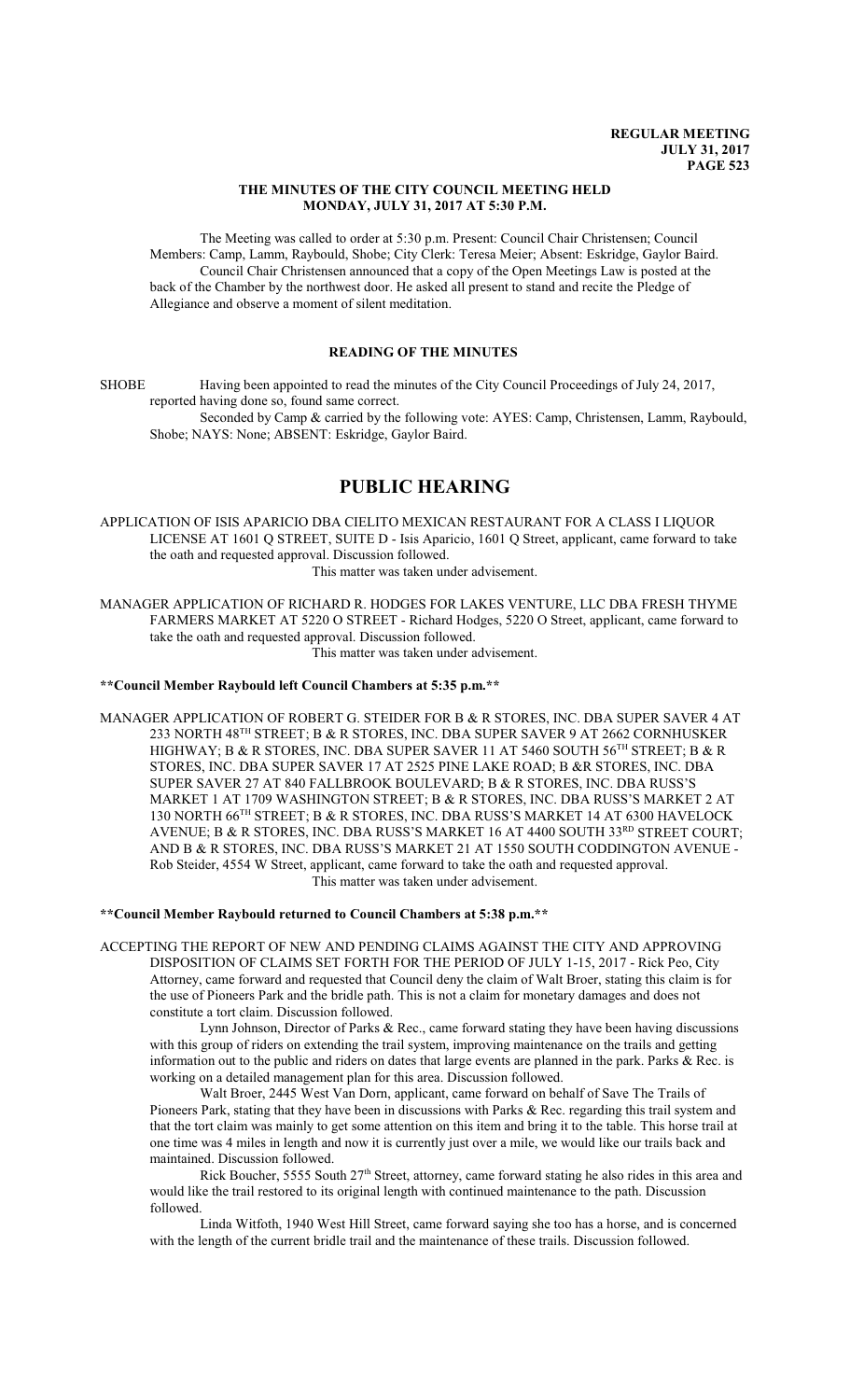### THE MINUTES OF THE CITY COUNCIL MEETING HELD MONDAY, JULY 31, 2017 AT 5:30 P.M.

The Meeting was called to order at 5:30 p.m. Present: Council Chair Christensen; Council Members: Camp, Lamm, Raybould, Shobe; City Clerk: Teresa Meier; Absent: Eskridge, Gaylor Baird.

Council Chair Christensen announced that a copy of the Open Meetings Law is posted at the back of the Chamber by the northwest door. He asked all present to stand and recite the Pledge of Allegiance and observe a moment of silent meditation.

### READING OF THE MINUTES

SHOBE Having been appointed to read the minutes of the City Council Proceedings of July 24, 2017, reported having done so, found same correct.

Seconded by Camp & carried by the following vote: AYES: Camp, Christensen, Lamm, Raybould, Shobe; NAYS: None; ABSENT: Eskridge, Gaylor Baird.

# PUBLIC HEARING

APPLICATION OF ISIS APARICIO DBA CIELITO MEXICAN RESTAURANT FOR A CLASS I LIQUOR LICENSE AT 1601 Q STREET, SUITE D - Isis Aparicio, 1601 Q Street, applicant, came forward to take the oath and requested approval. Discussion followed.

This matter was taken under advisement.

MANAGER APPLICATION OF RICHARD R. HODGES FOR LAKES VENTURE, LLC DBA FRESH THYME FARMERS MARKET AT 5220 O STREET - Richard Hodges, 5220 O Street, applicant, came forward to take the oath and requested approval. Discussion followed.

This matter was taken under advisement.

**\*\*Council Member Raybould left Council Chambers at 5:35 p.m.\*\***

MANAGER APPLICATION OF ROBERT G. STEIDER FOR B & R STORES, INC. DBA SUPER SAVER 4 AT 233 NORTH 48TH STREET; B & R STORES, INC. DBA SUPER SAVER 9 AT 2662 CORNHUSKER HIGHWAY; B & R STORES, INC. DBA SUPER SAVER 11 AT 5460 SOUTH 56TH STREET; B & R STORES, INC. DBA SUPER SAVER 17 AT 2525 PINE LAKE ROAD; B &R STORES, INC. DBA SUPER SAVER 27 AT 840 FALLBROOK BOULEVARD; B & R STORES, INC. DBA RUSS'S MARKET 1 AT 1709 WASHINGTON STREET; B & R STORES, INC. DBA RUSS'S MARKET 2 AT 130 NORTH 66TH STREET; B & R STORES, INC. DBA RUSS'S MARKET 14 AT 6300 HAVELOCK AVENUE; B & R STORES, INC. DBA RUSS'S MARKET 16 AT 4400 SOUTH 33RD STREET COURT; AND B & R STORES, INC. DBA RUSS'S MARKET 21 AT 1550 SOUTH CODDINGTON AVENUE - Rob Steider, 4554 W Street, applicant, came forward to take the oath and requested approval.

This matter was taken under advisement.

**\*\*Council Member Raybould returned to Council Chambers at 5:38 p.m.\*\***

ACCEPTING THE REPORT OF NEW AND PENDING CLAIMS AGAINST THE CITY AND APPROVING DISPOSITION OF CLAIMS SET FORTH FOR THE PERIOD OF JULY 1-15, 2017 - Rick Peo, City Attorney, came forward and requested that Council deny the claim of Walt Broer, stating this claim is for the use of Pioneers Park and the bridle path. This is not a claim for monetary damages and does not constitute a tort claim. Discussion followed.

Lynn Johnson, Director of Parks & Rec., came forward stating they have been having discussions with this group of riders on extending the trail system, improving maintenance on the trails and getting information out to the public and riders on dates that large events are planned in the park. Parks & Rec. is working on a detailed management plan for this area. Discussion followed.

Walt Broer, 2445 West Van Dorn, applicant, came forward on behalf of Save The Trails of Pioneers Park, stating that they have been in discussions with Parks & Rec. regarding this trail system and that the tort claim was mainly to get some attention on this item and bring it to the table. This horse trail at one time was 4 miles in length and now it is currently just over a mile, we would like our trails back and maintained. Discussion followed.

Rick Boucher, 5555 South 27th Street, attorney, came forward stating he also rides in this area and would like the trail restored to its original length with continued maintenance to the path. Discussion followed.

Linda Witfoth, 1940 West Hill Street, came forward saying she too has a horse, and is concerned with the length of the current bridle trail and the maintenance of these trails. Discussion followed.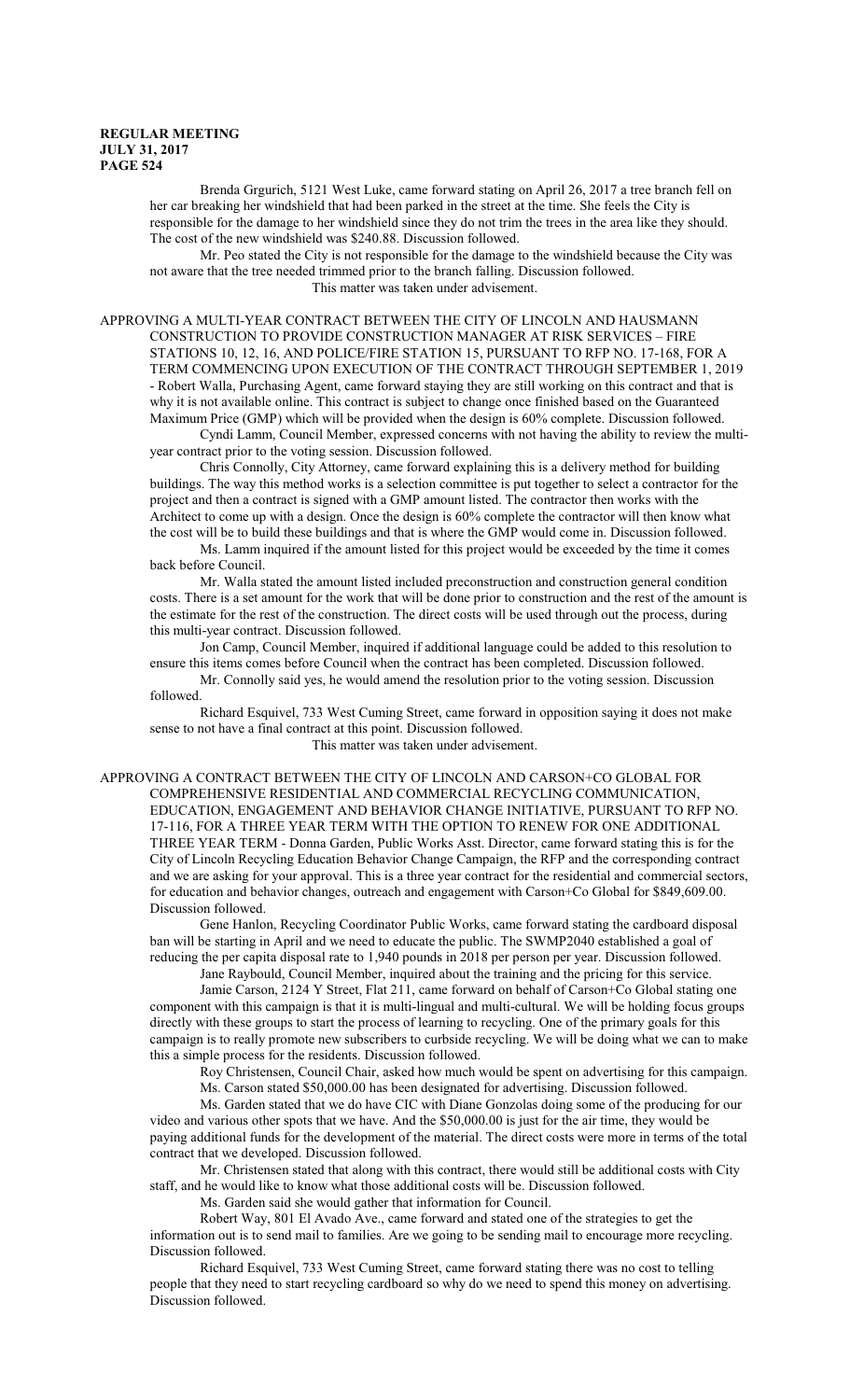Brenda Grgurich, 5121 West Luke, came forward stating on April 26, 2017 a tree branch fell on her car breaking her windshield that had been parked in the street at the time. She feels the City is responsible for the damage to her windshield since they do not trim the trees in the area like they should. The cost of the new windshield was $240.88. Discussion followed.

Mr. Peo stated the City is not responsible for the damage to the windshield because the City was not aware that the tree needed trimmed prior to the branch falling. Discussion followed.

This matter was taken under advisement.

APPROVING A MULTI-YEAR CONTRACT BETWEEN THE CITY OF LINCOLN AND HAUSMANN CONSTRUCTION TO PROVIDE CONSTRUCTION MANAGER AT RISK SERVICES – FIRE STATIONS 10, 12, 16, AND POLICE/FIRE STATION 15, PURSUANT TO RFP NO. 17-168, FOR A TERM COMMENCING UPON EXECUTION OF THE CONTRACT THROUGH SEPTEMBER 1, 2019 - Robert Walla, Purchasing Agent, came forward staying they are still working on this contract and that is why it is not available online. This contract is subject to change once finished based on the Guaranteed Maximum Price (GMP) which will be provided when the design is 60% complete. Discussion followed.

Cyndi Lamm, Council Member, expressed concerns with not having the ability to review the multi-year contract prior to the voting session. Discussion followed.

Chris Connolly, City Attorney, came forward explaining this is a delivery method for building buildings. The way this method works is a selection committee is put together to select a contractor for the project and then a contract is signed with a GMP amount listed. The contractor then works with the Architect to come up with a design. Once the design is 60% complete the contractor will then know what the cost will be to build these buildings and that is where the GMP would come in. Discussion followed.

Ms. Lamm inquired if the amount listed for this project would be exceeded by the time it comes back before Council.

Mr. Walla stated the amount listed included preconstruction and construction general condition costs. There is a set amount for the work that will be done prior to construction and the rest of the amount is the estimate for the rest of the construction. The direct costs will be used through out the process, during this multi-year contract. Discussion followed.

Jon Camp, Council Member, inquired if additional language could be added to this resolution to ensure this items comes before Council when the contract has been completed. Discussion followed.

Mr. Connolly said yes, he would amend the resolution prior to the voting session. Discussion followed.

Richard Esquivel, 733 West Cuming Street, came forward in opposition saying it does not make sense to not have a final contract at this point. Discussion followed.

This matter was taken under advisement.

APPROVING A CONTRACT BETWEEN THE CITY OF LINCOLN AND CARSON+CO GLOBAL FOR COMPREHENSIVE RESIDENTIAL AND COMMERCIAL RECYCLING COMMUNICATION, EDUCATION, ENGAGEMENT AND BEHAVIOR CHANGE INITIATIVE, PURSUANT TO RFP NO. 17-116, FOR A THREE YEAR TERM WITH THE OPTION TO RENEW FOR ONE ADDITIONAL THREE YEAR TERM - Donna Garden, Public Works Asst. Director, came forward stating this is for the City of Lincoln Recycling Education Behavior Change Campaign, the RFP and the corresponding contract and we are asking for your approval. This is a three year contract for the residential and commercial sectors, for education and behavior changes, outreach and engagement with Carson+Co Global for $849,609.00. Discussion followed.

Gene Hanlon, Recycling Coordinator Public Works, came forward stating the cardboard disposal ban will be starting in April and we need to educate the public. The SWMP2040 established a goal of reducing the per capita disposal rate to 1,940 pounds in 2018 per person per year. Discussion followed.

Jane Raybould, Council Member, inquired about the training and the pricing for this service.

Jamie Carson, 2124 Y Street, Flat 211, came forward on behalf of Carson+Co Global stating one component with this campaign is that it is multi-lingual and multi-cultural. We will be holding focus groups directly with these groups to start the process of learning to recycling. One of the primary goals for this campaign is to really promote new subscribers to curbside recycling. We will be doing what we can to make this a simple process for the residents. Discussion followed.

Roy Christensen, Council Chair, asked how much would be spent on advertising for this campaign.

Ms. Carson stated $50,000.00 has been designated for advertising. Discussion followed.

Ms. Garden stated that we do have CIC with Diane Gonzolas doing some of the producing for our video and various other spots that we have. And the $50,000.00 is just for the air time, they would be paying additional funds for the development of the material. The direct costs were more in terms of the total contract that we developed. Discussion followed.

Mr. Christensen stated that along with this contract, there would still be additional costs with City staff, and he would like to know what those additional costs will be. Discussion followed.

Ms. Garden said she would gather that information for Council.

Robert Way, 801 El Avado Ave., came forward and stated one of the strategies to get the information out is to send mail to families. Are we going to be sending mail to encourage more recycling. Discussion followed.

Richard Esquivel, 733 West Cuming Street, came forward stating there was no cost to telling people that they need to start recycling cardboard so why do we need to spend this money on advertising. Discussion followed.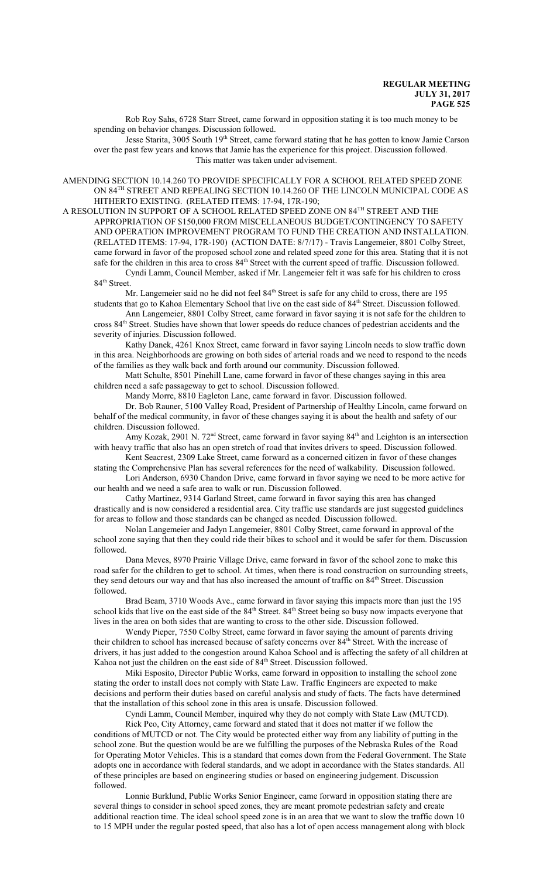Rob Roy Sahs, 6728 Starr Street, came forward in opposition stating it is too much money to be spending on behavior changes. Discussion followed.

Jesse Starita, 3005 South 19th Street, came forward stating that he has gotten to know Jamie Carson over the past few years and knows that Jamie has the experience for this project. Discussion followed.

This matter was taken under advisement.

AMENDING SECTION 10.14.260 TO PROVIDE SPECIFICALLY FOR A SCHOOL RELATED SPEED ZONE ON 84TH STREET AND REPEALING SECTION 10.14.260 OF THE LINCOLN MUNICIPAL CODE AS HITHERTO EXISTING. (RELATED ITEMS: 17-94, 17R-190;

A RESOLUTION IN SUPPORT OF A SCHOOL RELATED SPEED ZONE ON 84TH STREET AND THE APPROPRIATION OF $150,000 FROM MISCELLANEOUS BUDGET/CONTINGENCY TO SAFETY AND OPERATION IMPROVEMENT PROGRAM TO FUND THE CREATION AND INSTALLATION. (RELATED ITEMS: 17-94, 17R-190) (ACTION DATE: 8/7/17) - Travis Langemeier, 8801 Colby Street, came forward in favor of the proposed school zone and related speed zone for this area. Stating that it is not safe for the children in this area to cross 84th Street with the current speed of traffic. Discussion followed.

Cyndi Lamm, Council Member, asked if Mr. Langemeier felt it was safe for his children to cross 84th Street.

Mr. Langemeier said no he did not feel 84th Street is safe for any child to cross, there are 195 students that go to Kahoa Elementary School that live on the east side of 84th Street. Discussion followed.

Ann Langemeier, 8801 Colby Street, came forward in favor saying it is not safe for the children to cross 84th Street. Studies have shown that lower speeds do reduce chances of pedestrian accidents and the severity of injuries. Discussion followed.

Kathy Danek, 4261 Knox Street, came forward in favor saying Lincoln needs to slow traffic down in this area. Neighborhoods are growing on both sides of arterial roads and we need to respond to the needs of the families as they walk back and forth around our community. Discussion followed.

Matt Schulte, 8501 Pinehill Lane, came forward in favor of these changes saying in this area children need a safe passageway to get to school. Discussion followed.

Mandy Morre, 8810 Eagleton Lane, came forward in favor. Discussion followed.

Dr. Bob Rauner, 5100 Valley Road, President of Partnership of Healthy Lincoln, came forward on behalf of the medical community, in favor of these changes saying it is about the health and safety of our children. Discussion followed.

Amy Kozak, 2901 N. 72nd Street, came forward in favor saying 84th and Leighton is an intersection with heavy traffic that also has an open stretch of road that invites drivers to speed. Discussion followed.

Kent Seacrest, 2309 Lake Street, came forward as a concerned citizen in favor of these changes stating the Comprehensive Plan has several references for the need of walkability. Discussion followed.

Lori Anderson, 6930 Chandon Drive, came forward in favor saying we need to be more active for our health and we need a safe area to walk or run. Discussion followed.

Cathy Martinez, 9314 Garland Street, came forward in favor saying this area has changed drastically and is now considered a residential area. City traffic use standards are just suggested guidelines for areas to follow and those standards can be changed as needed. Discussion followed.

Nolan Langemeier and Jadyn Langemeier, 8801 Colby Street, came forward in approval of the school zone saying that then they could ride their bikes to school and it would be safer for them. Discussion followed.

Dana Meves, 8970 Prairie Village Drive, came forward in favor of the school zone to make this road safer for the children to get to school. At times, when there is road construction on surrounding streets, they send detours our way and that has also increased the amount of traffic on 84th Street. Discussion followed.

Brad Beam, 3710 Woods Ave., came forward in favor saying this impacts more than just the 195 school kids that live on the east side of the 84th Street. 84th Street being so busy now impacts everyone that lives in the area on both sides that are wanting to cross to the other side. Discussion followed.

Wendy Pieper, 7550 Colby Street, came forward in favor saying the amount of parents driving their children to school has increased because of safety concerns over 84th Street. With the increase of drivers, it has just added to the congestion around Kahoa School and is affecting the safety of all children at Kahoa not just the children on the east side of 84th Street. Discussion followed.

Miki Esposito, Director Public Works, came forward in opposition to installing the school zone stating the order to install does not comply with State Law. Traffic Engineers are expected to make decisions and perform their duties based on careful analysis and study of facts. The facts have determined that the installation of this school zone in this area is unsafe. Discussion followed.

Cyndi Lamm, Council Member, inquired why they do not comply with State Law (MUTCD).

Rick Peo, City Attorney, came forward and stated that it does not matter if we follow the conditions of MUTCD or not. The City would be protected either way from any liability of putting in the school zone. But the question would be are we fulfilling the purposes of the Nebraska Rules of the Road for Operating Motor Vehicles. This is a standard that comes down from the Federal Government. The State adopts one in accordance with federal standards, and we adopt in accordance with the States standards. All of these principles are based on engineering studies or based on engineering judgement. Discussion followed.

Lonnie Burklund, Public Works Senior Engineer, came forward in opposition stating there are several things to consider in school speed zones, they are meant promote pedestrian safety and create additional reaction time. The ideal school speed zone is in an area that we want to slow the traffic down 10 to 15 MPH under the regular posted speed, that also has a lot of open access management along with block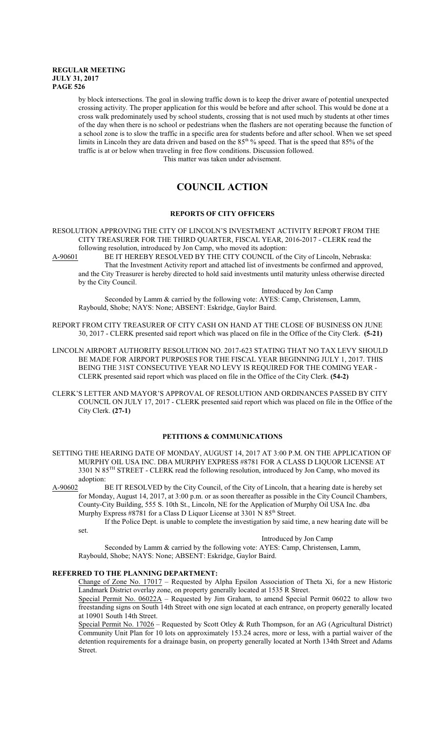by block intersections. The goal in slowing traffic down is to keep the driver aware of potential unexpected crossing activity. The proper application for this would be before and after school. This would be done at a cross walk predominately used by school students, crossing that is not used much by students at other times of the day when there is no school or pedestrians when the flashers are not operating because the function of a school zone is to slow the traffic in a specific area for students before and after school. When we set speed limits in Lincoln they are data driven and based on the 85th % speed. That is the speed that 85% of the traffic is at or below when traveling in free flow conditions. Discussion followed.

This matter was taken under advisement.

# COUNCIL ACTION

## REPORTS OF CITY OFFICERS

RESOLUTION APPROVING THE CITY OF LINCOLN'S INVESTMENT ACTIVITY REPORT FROM THE CITY TREASURER FOR THE THIRD QUARTER, FISCAL YEAR, 2016-2017 - CLERK read the following resolution, introduced by Jon Camp, who moved its adoption:

A-90601 BE IT HEREBY RESOLVED BY THE CITY COUNCIL of the City of Lincoln, Nebraska:

That the Investment Activity report and attached list of investments be confirmed and approved, and the City Treasurer is hereby directed to hold said investments until maturity unless otherwise directed by the City Council.

Introduced by Jon Camp

Seconded by Lamm & carried by the following vote: AYES: Camp, Christensen, Lamm, Raybould, Shobe; NAYS: None; ABSENT: Eskridge, Gaylor Baird.

REPORT FROM CITY TREASURER OF CITY CASH ON HAND AT THE CLOSE OF BUSINESS ON JUNE 30, 2017 - CLERK presented said report which was placed on file in the Office of the City Clerk. **(5-21)**

LINCOLN AIRPORT AUTHORITY RESOLUTION NO. 2017-623 STATING THAT NO TAX LEVY SHOULD BE MADE FOR AIRPORT PURPOSES FOR THE FISCAL YEAR BEGINNING JULY 1, 2017. THIS BEING THE 31ST CONSECUTIVE YEAR NO LEVY IS REQUIRED FOR THE COMING YEAR - CLERK presented said report which was placed on file in the Office of the City Clerk. **(54-2)**

CLERK'S LETTER AND MAYOR'S APPROVAL OF RESOLUTION AND ORDINANCES PASSED BY CITY COUNCIL ON JULY 17, 2017 - CLERK presented said report which was placed on file in the Office of the City Clerk. **(27-1)**

## PETITIONS & COMMUNICATIONS

SETTING THE HEARING DATE OF MONDAY, AUGUST 14, 2017 AT 3:00 P.M. ON THE APPLICATION OF MURPHY OIL USA INC. DBA MURPHY EXPRESS #8781 FOR A CLASS D LIQUOR LICENSE AT 3301 N 85TH STREET - CLERK read the following resolution, introduced by Jon Camp, who moved its adoption:

A-90602 BE IT RESOLVED by the City Council, of the City of Lincoln, that a hearing date is hereby set for Monday, August 14, 2017, at 3:00 p.m. or as soon thereafter as possible in the City Council Chambers, County-City Building, 555 S. 10th St., Lincoln, NE for the Application of Murphy Oil USA Inc. dba Murphy Express #8781 for a Class D Liquor License at 3301 N 85th Street.

If the Police Dept. is unable to complete the investigation by said time, a new hearing date will be set.

Introduced by Jon Camp

Seconded by Lamm & carried by the following vote: AYES: Camp, Christensen, Lamm, Raybould, Shobe; NAYS: None; ABSENT: Eskridge, Gaylor Baird.

### REFERRED TO THE PLANNING DEPARTMENT:

Change of Zone No. 17017 – Requested by Alpha Epsilon Association of Theta Xi, for a new Historic Landmark District overlay zone, on property generally located at 1535 R Street.

Special Permit No. 06022A – Requested by Jim Graham, to amend Special Permit 06022 to allow two freestanding signs on South 14th Street with one sign located at each entrance, on property generally located at 10901 South 14th Street.

Special Permit No. 17026 – Requested by Scott Otley & Ruth Thompson, for an AG (Agricultural District) Community Unit Plan for 10 lots on approximately 153.24 acres, more or less, with a partial waiver of the detention requirements for a drainage basin, on property generally located at North 134th Street and Adams Street.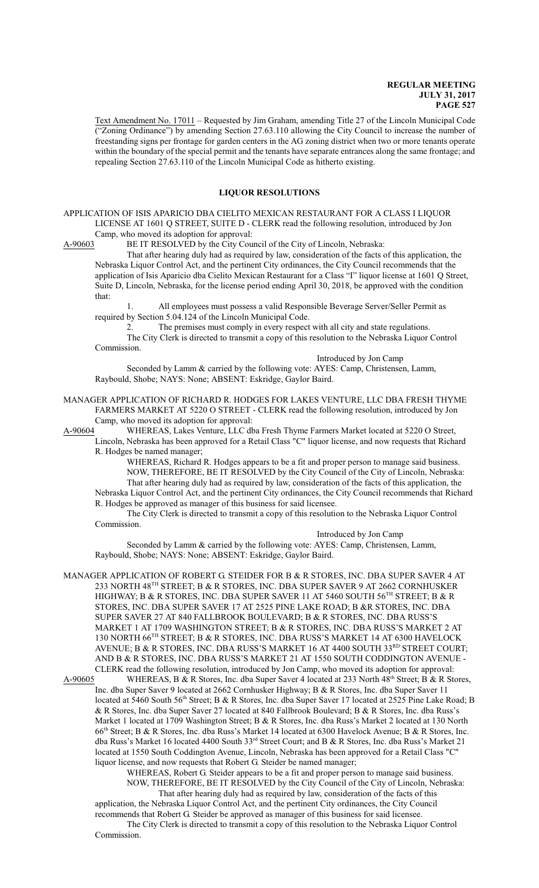Text Amendment No. 17011 – Requested by Jim Graham, amending Title 27 of the Lincoln Municipal Code ("Zoning Ordinance") by amending Section 27.63.110 allowing the City Council to increase the number of freestanding signs per frontage for garden centers in the AG zoning district when two or more tenants operate within the boundary of the special permit and the tenants have separate entrances along the same frontage; and repealing Section 27.63.110 of the Lincoln Municipal Code as hitherto existing.

## LIQUOR RESOLUTIONS

APPLICATION OF ISIS APARICIO DBA CIELITO MEXICAN RESTAURANT FOR A CLASS I LIQUOR LICENSE AT 1601 Q STREET, SUITE D - CLERK read the following resolution, introduced by Jon Camp, who moved its adoption for approval:

A-90603 BE IT RESOLVED by the City Council of the City of Lincoln, Nebraska:

That after hearing duly had as required by law, consideration of the facts of this application, the Nebraska Liquor Control Act, and the pertinent City ordinances, the City Council recommends that the application of Isis Aparicio dba Cielito Mexican Restaurant for a Class "I" liquor license at 1601 Q Street, Suite D, Lincoln, Nebraska, for the license period ending April 30, 2018, be approved with the condition that:

1. All employees must possess a valid Responsible Beverage Server/Seller Permit as required by Section 5.04.124 of the Lincoln Municipal Code.
2. The premises must comply in every respect with all city and state regulations.

The City Clerk is directed to transmit a copy of this resolution to the Nebraska Liquor Control Commission.

Introduced by Jon Camp

Seconded by Lamm & carried by the following vote: AYES: Camp, Christensen, Lamm, Raybould, Shobe; NAYS: None; ABSENT: Eskridge, Gaylor Baird.

MANAGER APPLICATION OF RICHARD R. HODGES FOR LAKES VENTURE, LLC DBA FRESH THYME FARMERS MARKET AT 5220 O STREET - CLERK read the following resolution, introduced by Jon Camp, who moved its adoption for approval:

A-90604 WHEREAS, Lakes Venture, LLC dba Fresh Thyme Farmers Market located at 5220 O Street, Lincoln, Nebraska has been approved for a Retail Class "C" liquor license, and now requests that Richard R. Hodges be named manager;

WHEREAS, Richard R. Hodges appears to be a fit and proper person to manage said business.

NOW, THEREFORE, BE IT RESOLVED by the City Council of the City of Lincoln, Nebraska:

That after hearing duly had as required by law, consideration of the facts of this application, the Nebraska Liquor Control Act, and the pertinent City ordinances, the City Council recommends that Richard R. Hodges be approved as manager of this business for said licensee.

The City Clerk is directed to transmit a copy of this resolution to the Nebraska Liquor Control Commission.

Introduced by Jon Camp

Seconded by Lamm & carried by the following vote: AYES: Camp, Christensen, Lamm, Raybould, Shobe; NAYS: None; ABSENT: Eskridge, Gaylor Baird.

MANAGER APPLICATION OF ROBERT G. STEIDER FOR B & R STORES, INC. DBA SUPER SAVER 4 AT 233 NORTH 48TH STREET; B & R STORES, INC. DBA SUPER SAVER 9 AT 2662 CORNHUSKER HIGHWAY; B & R STORES, INC. DBA SUPER SAVER 11 AT 5460 SOUTH 56TH STREET; B & R STORES, INC. DBA SUPER SAVER 17 AT 2525 PINE LAKE ROAD; B &R STORES, INC. DBA SUPER SAVER 27 AT 840 FALLBROOK BOULEVARD; B & R STORES, INC. DBA RUSS'S MARKET 1 AT 1709 WASHINGTON STREET; B & R STORES, INC. DBA RUSS'S MARKET 2 AT 130 NORTH 66TH STREET; B & R STORES, INC. DBA RUSS'S MARKET 14 AT 6300 HAVELOCK AVENUE; B & R STORES, INC. DBA RUSS'S MARKET 16 AT 4400 SOUTH 33RD STREET COURT; AND B & R STORES, INC. DBA RUSS'S MARKET 21 AT 1550 SOUTH CODDINGTON AVENUE - CLERK read the following resolution, introduced by Jon Camp, who moved its adoption for approval:

A-90605 WHEREAS, B & R Stores, Inc. dba Super Saver 4 located at 233 North 48th Street; B & R Stores, Inc. dba Super Saver 9 located at 2662 Cornhusker Highway; B & R Stores, Inc. dba Super Saver 11 located at 5460 South 56th Street; B & R Stores, Inc. dba Super Saver 17 located at 2525 Pine Lake Road; B & R Stores, Inc. dba Super Saver 27 located at 840 Fallbrook Boulevard; B & R Stores, Inc. dba Russ's Market 1 located at 1709 Washington Street; B & R Stores, Inc. dba Russ's Market 2 located at 130 North 66th Street; B & R Stores, Inc. dba Russ's Market 14 located at 6300 Havelock Avenue; B & R Stores, Inc. dba Russ's Market 16 located 4400 South 33rd Street Court; and B & R Stores, Inc. dba Russ's Market 21 located at 1550 South Coddington Avenue, Lincoln, Nebraska has been approved for a Retail Class "C" liquor license, and now requests that Robert G. Steider be named manager;

WHEREAS, Robert G. Steider appears to be a fit and proper person to manage said business.

NOW, THEREFORE, BE IT RESOLVED by the City Council of the City of Lincoln, Nebraska:

That after hearing duly had as required by law, consideration of the facts of this application, the Nebraska Liquor Control Act, and the pertinent City ordinances, the City Council recommends that Robert G. Steider be approved as manager of this business for said licensee.

The City Clerk is directed to transmit a copy of this resolution to the Nebraska Liquor Control Commission.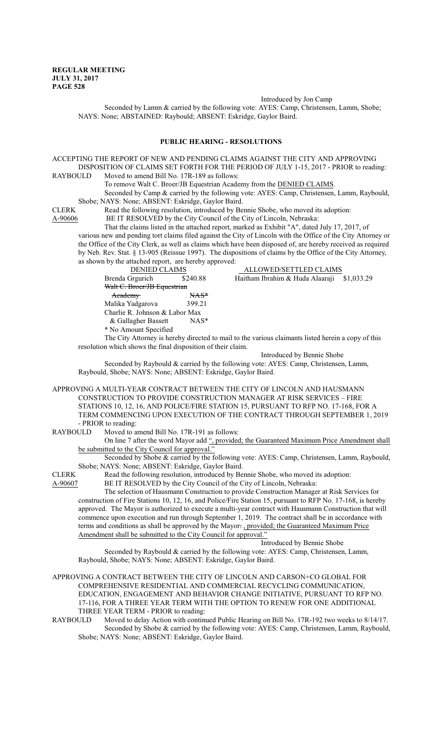Introduced by Jon Camp

Seconded by Lamm & carried by the following vote: AYES: Camp, Christensen, Lamm, Shobe; NAYS: None; ABSTAINED: Raybould; ABSENT: Eskridge, Gaylor Baird.

## PUBLIC HEARING - RESOLUTIONS

ACCEPTING THE REPORT OF NEW AND PENDING CLAIMS AGAINST THE CITY AND APPROVING DISPOSITION OF CLAIMS SET FORTH FOR THE PERIOD OF JULY 1-15, 2017 - PRIOR to reading:

RAYBOULD Moved to amend Bill No. 17R-189 as follows:

To remove Walt C. Broer/JB Equestrian Academy from the DENIED CLAIMS.

Seconded by Camp & carried by the following vote: AYES: Camp, Christensen, Lamm, Raybould, Shobe; NAYS: None; ABSENT: Eskridge, Gaylor Baird.

CLERK Read the following resolution, introduced by Bennie Shobe, who moved its adoption:

A-90606 BE IT RESOLVED by the City Council of the City of Lincoln, Nebraska:

That the claims listed in the attached report, marked as Exhibit "A", dated July 17, 2017, of various new and pending tort claims filed against the City of Lincoln with the Office of the City Attorney or the Office of the City Clerk, as well as claims which have been disposed of, are hereby received as required by Neb. Rev. Stat. § 13-905 (Reissue 1997). The dispositions of claims by the Office of the City Attorney, as shown by the attached report, are hereby approved:

| DENIED CLAIMS | | ALLOWED/SETTLED CLAIMS | |
|---|---|---|---|
| Brenda Grgurich | $240.88 | Haitham Ibrahim & Huda Alaaraji | $1,033.29 |
| ~~Walt C. Broer/JB Equestrian Academy~~ | ~~NAS*~~ | | |
| Malika Yadgarova | 399.21 | | |
| Charlie R. Johnson & Labor Max & Gallagher Bassett | NAS* | | |

\* No Amount Specified

The City Attorney is hereby directed to mail to the various claimants listed herein a copy of this resolution which shows the final disposition of their claim.

Introduced by Bennie Shobe

Seconded by Raybould & carried by the following vote: AYES: Camp, Christensen, Lamm, Raybould, Shobe; NAYS: None; ABSENT: Eskridge, Gaylor Baird.

APPROVING A MULTI-YEAR CONTRACT BETWEEN THE CITY OF LINCOLN AND HAUSMANN CONSTRUCTION TO PROVIDE CONSTRUCTION MANAGER AT RISK SERVICES – FIRE STATIONS 10, 12, 16, AND POLICE/FIRE STATION 15, PURSUANT TO RFP NO. 17-168, FOR A TERM COMMENCING UPON EXECUTION OF THE CONTRACT THROUGH SEPTEMBER 1, 2019 - PRIOR to reading:

RAYBOULD Moved to amend Bill No. 17R-191 as follows:

On line 7 after the word Mayor add "<u>, provided; the Guaranteed Maximum Price Amendment shall be submitted to the City Council for approval.</u>"

Seconded by Shobe & carried by the following vote: AYES: Camp, Christensen, Lamm, Raybould, Shobe; NAYS: None; ABSENT: Eskridge, Gaylor Baird.

CLERK Read the following resolution, introduced by Bennie Shobe, who moved its adoption:

A-90607 BE IT RESOLVED by the City Council of the City of Lincoln, Nebraska:

The selection of Hausmann Construction to provide Construction Manager at Risk Services for construction of Fire Stations 10, 12, 16, and Police/Fire Station 15, pursuant to RFP No. 17-168, is hereby approved. The Mayor is authorized to execute a multi-year contract with Hausmann Construction that will commence upon execution and run through September 1, 2019. The contract shall be in accordance with terms and conditions as shall be approved by the Mayor~~.~~ <u>, provided; the Guaranteed Maximum Price Amendment shall be submitted to the City Council for approval."</u>

Introduced by Bennie Shobe

Seconded by Raybould & carried by the following vote: AYES: Camp, Christensen, Lamm, Raybould, Shobe; NAYS: None; ABSENT: Eskridge, Gaylor Baird.

APPROVING A CONTRACT BETWEEN THE CITY OF LINCOLN AND CARSON+CO GLOBAL FOR COMPREHENSIVE RESIDENTIAL AND COMMERCIAL RECYCLING COMMUNICATION, EDUCATION, ENGAGEMENT AND BEHAVIOR CHANGE INITIATIVE, PURSUANT TO RFP NO. 17-116, FOR A THREE YEAR TERM WITH THE OPTION TO RENEW FOR ONE ADDITIONAL THREE YEAR TERM - PRIOR to reading:

RAYBOULD Moved to delay Action with continued Public Hearing on Bill No. 17R-192 two weeks to 8/14/17.

Seconded by Shobe & carried by the following vote: AYES: Camp, Christensen, Lamm, Raybould, Shobe; NAYS: None; ABSENT: Eskridge, Gaylor Baird.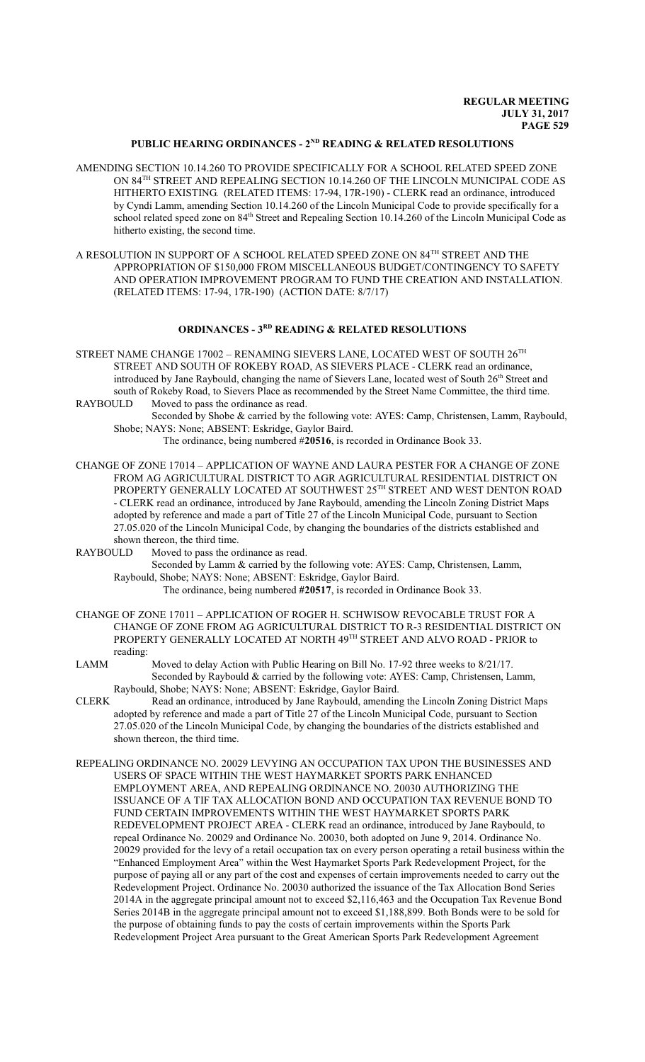## PUBLIC HEARING ORDINANCES - 2ND READING & RELATED RESOLUTIONS

AMENDING SECTION 10.14.260 TO PROVIDE SPECIFICALLY FOR A SCHOOL RELATED SPEED ZONE ON 84TH STREET AND REPEALING SECTION 10.14.260 OF THE LINCOLN MUNICIPAL CODE AS HITHERTO EXISTING. (RELATED ITEMS: 17-94, 17R-190) - CLERK read an ordinance, introduced by Cyndi Lamm, amending Section 10.14.260 of the Lincoln Municipal Code to provide specifically for a school related speed zone on 84th Street and Repealing Section 10.14.260 of the Lincoln Municipal Code as hitherto existing, the second time.

A RESOLUTION IN SUPPORT OF A SCHOOL RELATED SPEED ZONE ON 84TH STREET AND THE APPROPRIATION OF $150,000 FROM MISCELLANEOUS BUDGET/CONTINGENCY TO SAFETY AND OPERATION IMPROVEMENT PROGRAM TO FUND THE CREATION AND INSTALLATION. (RELATED ITEMS: 17-94, 17R-190) (ACTION DATE: 8/7/17)

## ORDINANCES - 3RD READING & RELATED RESOLUTIONS

STREET NAME CHANGE 17002 – RENAMING SIEVERS LANE, LOCATED WEST OF SOUTH 26TH STREET AND SOUTH OF ROKEBY ROAD, AS SIEVERS PLACE - CLERK read an ordinance, introduced by Jane Raybould, changing the name of Sievers Lane, located west of South 26th Street and south of Rokeby Road, to Sievers Place as recommended by the Street Name Committee, the third time.

RAYBOULD Moved to pass the ordinance as read.

Seconded by Shobe & carried by the following vote: AYES: Camp, Christensen, Lamm, Raybould, Shobe; NAYS: None; ABSENT: Eskridge, Gaylor Baird.

The ordinance, being numbered #**20516**, is recorded in Ordinance Book 33.

CHANGE OF ZONE 17014 – APPLICATION OF WAYNE AND LAURA PESTER FOR A CHANGE OF ZONE FROM AG AGRICULTURAL DISTRICT TO AGR AGRICULTURAL RESIDENTIAL DISTRICT ON PROPERTY GENERALLY LOCATED AT SOUTHWEST 25TH STREET AND WEST DENTON ROAD - CLERK read an ordinance, introduced by Jane Raybould, amending the Lincoln Zoning District Maps adopted by reference and made a part of Title 27 of the Lincoln Municipal Code, pursuant to Section 27.05.020 of the Lincoln Municipal Code, by changing the boundaries of the districts established and shown thereon, the third time.

RAYBOULD Moved to pass the ordinance as read.

Seconded by Lamm & carried by the following vote: AYES: Camp, Christensen, Lamm, Raybould, Shobe; NAYS: None; ABSENT: Eskridge, Gaylor Baird.

The ordinance, being numbered **#20517**, is recorded in Ordinance Book 33.

CHANGE OF ZONE 17011 – APPLICATION OF ROGER H. SCHWISOW REVOCABLE TRUST FOR A CHANGE OF ZONE FROM AG AGRICULTURAL DISTRICT TO R-3 RESIDENTIAL DISTRICT ON PROPERTY GENERALLY LOCATED AT NORTH 49TH STREET AND ALVO ROAD - PRIOR to reading:

LAMM Moved to delay Action with Public Hearing on Bill No. 17-92 three weeks to 8/21/17.

Seconded by Raybould & carried by the following vote: AYES: Camp, Christensen, Lamm, Raybould, Shobe; NAYS: None; ABSENT: Eskridge, Gaylor Baird.

CLERK Read an ordinance, introduced by Jane Raybould, amending the Lincoln Zoning District Maps adopted by reference and made a part of Title 27 of the Lincoln Municipal Code, pursuant to Section 27.05.020 of the Lincoln Municipal Code, by changing the boundaries of the districts established and shown thereon, the third time.

REPEALING ORDINANCE NO. 20029 LEVYING AN OCCUPATION TAX UPON THE BUSINESSES AND USERS OF SPACE WITHIN THE WEST HAYMARKET SPORTS PARK ENHANCED EMPLOYMENT AREA, AND REPEALING ORDINANCE NO. 20030 AUTHORIZING THE ISSUANCE OF A TIF TAX ALLOCATION BOND AND OCCUPATION TAX REVENUE BOND TO FUND CERTAIN IMPROVEMENTS WITHIN THE WEST HAYMARKET SPORTS PARK REDEVELOPMENT PROJECT AREA - CLERK read an ordinance, introduced by Jane Raybould, to repeal Ordinance No. 20029 and Ordinance No. 20030, both adopted on June 9, 2014. Ordinance No. 20029 provided for the levy of a retail occupation tax on every person operating a retail business within the "Enhanced Employment Area" within the West Haymarket Sports Park Redevelopment Project, for the purpose of paying all or any part of the cost and expenses of certain improvements needed to carry out the Redevelopment Project. Ordinance No. 20030 authorized the issuance of the Tax Allocation Bond Series 2014A in the aggregate principal amount not to exceed $2,116,463 and the Occupation Tax Revenue Bond Series 2014B in the aggregate principal amount not to exceed $1,188,899. Both Bonds were to be sold for the purpose of obtaining funds to pay the costs of certain improvements within the Sports Park Redevelopment Project Area pursuant to the Great American Sports Park Redevelopment Agreement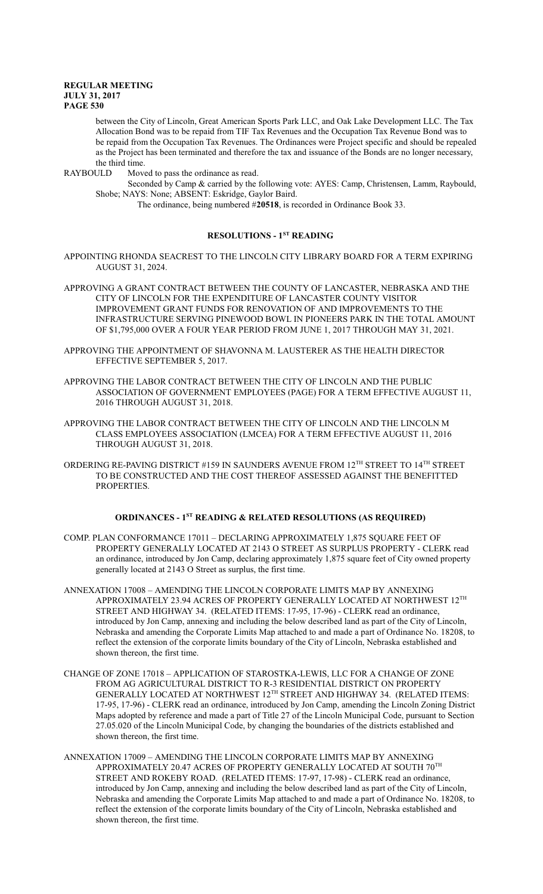between the City of Lincoln, Great American Sports Park LLC, and Oak Lake Development LLC. The Tax Allocation Bond was to be repaid from TIF Tax Revenues and the Occupation Tax Revenue Bond was to be repaid from the Occupation Tax Revenues. The Ordinances were Project specific and should be repealed as the Project has been terminated and therefore the tax and issuance of the Bonds are no longer necessary, the third time.

RAYBOULD Moved to pass the ordinance as read.

Seconded by Camp & carried by the following vote: AYES: Camp, Christensen, Lamm, Raybould, Shobe; NAYS: None; ABSENT: Eskridge, Gaylor Baird.

The ordinance, being numbered #**20518**, is recorded in Ordinance Book 33.

## RESOLUTIONS - 1ST READING

APPOINTING RHONDA SEACREST TO THE LINCOLN CITY LIBRARY BOARD FOR A TERM EXPIRING AUGUST 31, 2024.

APPROVING A GRANT CONTRACT BETWEEN THE COUNTY OF LANCASTER, NEBRASKA AND THE CITY OF LINCOLN FOR THE EXPENDITURE OF LANCASTER COUNTY VISITOR IMPROVEMENT GRANT FUNDS FOR RENOVATION OF AND IMPROVEMENTS TO THE INFRASTRUCTURE SERVING PINEWOOD BOWL IN PIONEERS PARK IN THE TOTAL AMOUNT OF $1,795,000 OVER A FOUR YEAR PERIOD FROM JUNE 1, 2017 THROUGH MAY 31, 2021.

APPROVING THE APPOINTMENT OF SHAVONNA M. LAUSTERER AS THE HEALTH DIRECTOR EFFECTIVE SEPTEMBER 5, 2017.

APPROVING THE LABOR CONTRACT BETWEEN THE CITY OF LINCOLN AND THE PUBLIC ASSOCIATION OF GOVERNMENT EMPLOYEES (PAGE) FOR A TERM EFFECTIVE AUGUST 11, 2016 THROUGH AUGUST 31, 2018.

APPROVING THE LABOR CONTRACT BETWEEN THE CITY OF LINCOLN AND THE LINCOLN M CLASS EMPLOYEES ASSOCIATION (LMCEA) FOR A TERM EFFECTIVE AUGUST 11, 2016 THROUGH AUGUST 31, 2018.

ORDERING RE-PAVING DISTRICT #159 IN SAUNDERS AVENUE FROM 12TH STREET TO 14TH STREET TO BE CONSTRUCTED AND THE COST THEREOF ASSESSED AGAINST THE BENEFITTED PROPERTIES.

## ORDINANCES - 1ST READING & RELATED RESOLUTIONS (AS REQUIRED)

COMP. PLAN CONFORMANCE 17011 – DECLARING APPROXIMATELY 1,875 SQUARE FEET OF PROPERTY GENERALLY LOCATED AT 2143 O STREET AS SURPLUS PROPERTY - CLERK read an ordinance, introduced by Jon Camp, declaring approximately 1,875 square feet of City owned property generally located at 2143 O Street as surplus, the first time.

ANNEXATION 17008 – AMENDING THE LINCOLN CORPORATE LIMITS MAP BY ANNEXING APPROXIMATELY 23.94 ACRES OF PROPERTY GENERALLY LOCATED AT NORTHWEST 12TH STREET AND HIGHWAY 34. (RELATED ITEMS: 17-95, 17-96) - CLERK read an ordinance, introduced by Jon Camp, annexing and including the below described land as part of the City of Lincoln, Nebraska and amending the Corporate Limits Map attached to and made a part of Ordinance No. 18208, to reflect the extension of the corporate limits boundary of the City of Lincoln, Nebraska established and shown thereon, the first time.

CHANGE OF ZONE 17018 – APPLICATION OF STAROSTKA-LEWIS, LLC FOR A CHANGE OF ZONE FROM AG AGRICULTURAL DISTRICT TO R-3 RESIDENTIAL DISTRICT ON PROPERTY GENERALLY LOCATED AT NORTHWEST 12TH STREET AND HIGHWAY 34. (RELATED ITEMS: 17-95, 17-96) - CLERK read an ordinance, introduced by Jon Camp, amending the Lincoln Zoning District Maps adopted by reference and made a part of Title 27 of the Lincoln Municipal Code, pursuant to Section 27.05.020 of the Lincoln Municipal Code, by changing the boundaries of the districts established and shown thereon, the first time.

ANNEXATION 17009 – AMENDING THE LINCOLN CORPORATE LIMITS MAP BY ANNEXING APPROXIMATELY 20.47 ACRES OF PROPERTY GENERALLY LOCATED AT SOUTH 70TH STREET AND ROKEBY ROAD. (RELATED ITEMS: 17-97, 17-98) - CLERK read an ordinance, introduced by Jon Camp, annexing and including the below described land as part of the City of Lincoln, Nebraska and amending the Corporate Limits Map attached to and made a part of Ordinance No. 18208, to reflect the extension of the corporate limits boundary of the City of Lincoln, Nebraska established and shown thereon, the first time.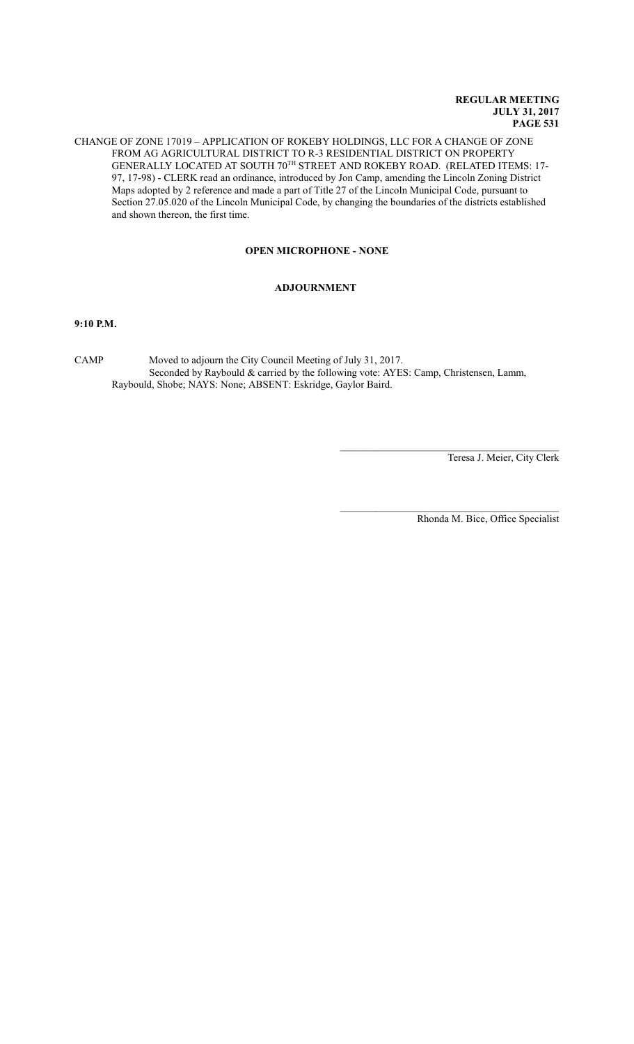CHANGE OF ZONE 17019 – APPLICATION OF ROKEBY HOLDINGS, LLC FOR A CHANGE OF ZONE FROM AG AGRICULTURAL DISTRICT TO R-3 RESIDENTIAL DISTRICT ON PROPERTY GENERALLY LOCATED AT SOUTH 70TH STREET AND ROKEBY ROAD. (RELATED ITEMS: 17-97, 17-98) - CLERK read an ordinance, introduced by Jon Camp, amending the Lincoln Zoning District Maps adopted by 2 reference and made a part of Title 27 of the Lincoln Municipal Code, pursuant to Section 27.05.020 of the Lincoln Municipal Code, by changing the boundaries of the districts established and shown thereon, the first time.

**OPEN MICROPHONE - NONE**

**ADJOURNMENT**

**9:10 P.M.**

CAMP Moved to adjourn the City Council Meeting of July 31, 2017.
Seconded by Raybould & carried by the following vote: AYES: Camp, Christensen, Lamm, Raybould, Shobe; NAYS: None; ABSENT: Eskridge, Gaylor Baird.

\_\_\_\_\_\_\_\_\_\_\_\_\_\_\_\_\_\_\_\_\_\_\_\_\_\_\_\_\_\_\_\_\_\_\_\_\_\_\_\_\_\_\_\_

Teresa J. Meier, City Clerk

\_\_\_\_\_\_\_\_\_\_\_\_\_\_\_\_\_\_\_\_\_\_\_\_\_\_\_\_\_\_\_\_\_\_\_\_\_\_\_\_\_\_\_\_

Rhonda M. Bice, Office Specialist